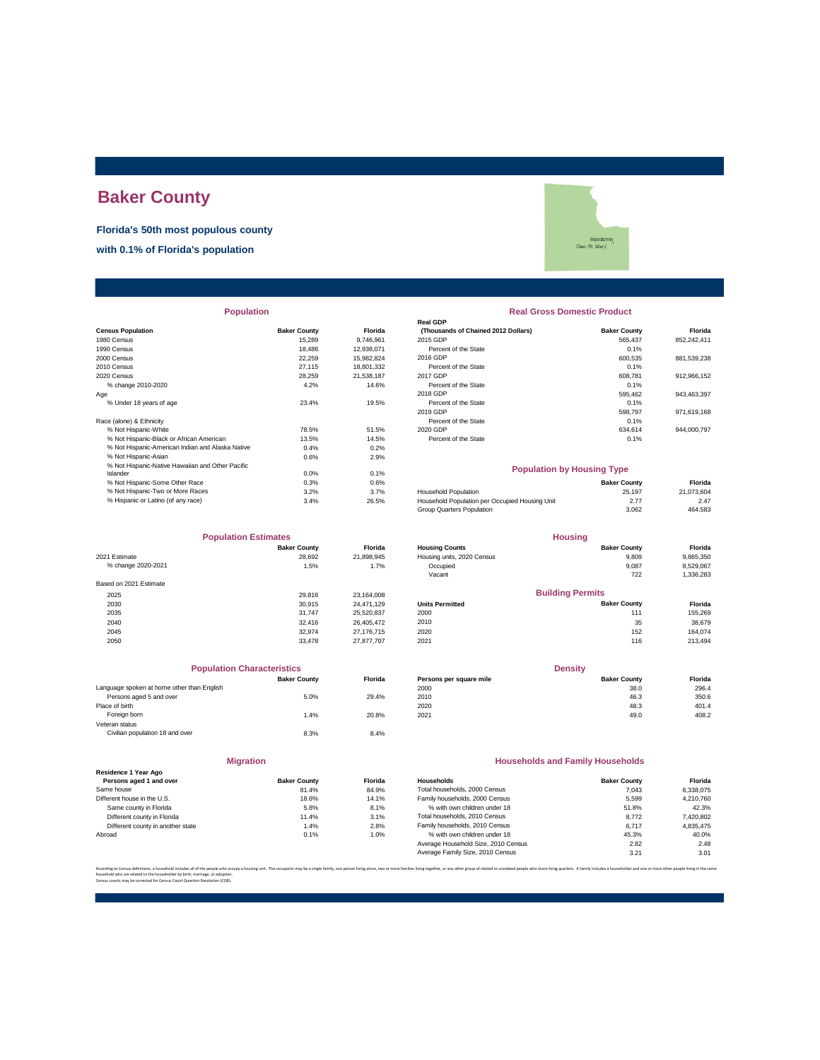# Baker County

**Florida's 50th most populous county**

**with 0.1% of Florida's population**

Macclenny
Glen St. Mary

## Population

| Census Population | Baker County | Florida |
|---|---|---|
| 1980 Census | 15,289 | 9,746,961 |
| 1990 Census | 18,486 | 12,938,071 |
| 2000 Census | 22,259 | 15,982,824 |
| 2010 Census | 27,115 | 18,801,332 |
| 2020 Census | 28,259 | 21,538,187 |
| % change 2010-2020 | 4.2% | 14.6% |
| Age | | |
| % Under 18 years of age | 23.4% | 19.5% |
| Race (alone) & Ethnicity | | |
| % Not Hispanic-White | 78.5% | 51.5% |
| % Not Hispanic-Black or African American | 13.5% | 14.5% |
| % Not Hispanic-American Indian and Alaska Native | 0.4% | 0.2% |
| % Not Hispanic-Asian | 0.6% | 2.9% |
| % Not Hispanic-Native Hawaiian and Other Pacific Islander | 0.0% | 0.1% |
| % Not Hispanic-Some Other Race | 0.3% | 0.6% |
| % Not Hispanic-Two or More Races | 3.2% | 3.7% |
| % Hispanic or Latino (of any race) | 3.4% | 26.5% |

## Real Gross Domestic Product

| Real GDP (Thousands of Chained 2012 Dollars) | Baker County | Florida |
|---|---|---|
| 2015 GDP | 565,437 | 852,242,411 |
| Percent of the State | 0.1% | |
| 2016 GDP | 600,535 | 881,539,238 |
| Percent of the State | 0.1% | |
| 2017 GDP | 608,781 | 912,966,152 |
| Percent of the State | 0.1% | |
| 2018 GDP | 595,462 | 943,463,397 |
| Percent of the State | 0.1% | |
| 2019 GDP | 598,797 | 971,619,168 |
| Percent of the State | 0.1% | |
| 2020 GDP | 634,614 | 944,000,797 |
| Percent of the State | 0.1% | |

## Population by Housing Type

| | Baker County | Florida |
|---|---|---|
| Household Population | 25,197 | 21,073,604 |
| Household Population per Occupied Housing Unit | 2.77 | 2.47 |
| Group Quarters Population | 3,062 | 464,583 |

## Population Estimates

| | Baker County | Florida |
|---|---|---|
| 2021 Estimate | 28,692 | 21,898,945 |
| % change 2020-2021 | 1.5% | 1.7% |
| Based on 2021 Estimate | | |
| 2025 | 29,816 | 23,164,008 |
| 2030 | 30,915 | 24,471,129 |
| 2035 | 31,747 | 25,520,837 |
| 2040 | 32,416 | 26,405,472 |
| 2045 | 32,974 | 27,176,715 |
| 2050 | 33,478 | 27,877,707 |

## Housing

| Housing Counts | Baker County | Florida |
|---|---|---|
| Housing units, 2020 Census | 9,809 | 9,865,350 |
| Occupied | 9,087 | 8,529,067 |
| Vacant | 722 | 1,336,283 |

## Building Permits

| Units Permitted | Baker County | Florida |
|---|---|---|
| 2000 | 111 | 155,269 |
| 2010 | 35 | 38,679 |
| 2020 | 152 | 164,074 |
| 2021 | 116 | 213,494 |

## Population Characteristics

| | Baker County | Florida |
|---|---|---|
| Language spoken at home other than English | | |
| Persons aged 5 and over | 5.0% | 29.4% |
| Place of birth | | |
| Foreign born | 1.4% | 20.8% |
| Veteran status | | |
| Civilian population 18 and over | 8.3% | 8.4% |

## Density

| Persons per square mile | Baker County | Florida |
|---|---|---|
| 2000 | 38.0 | 296.4 |
| 2010 | 46.3 | 350.6 |
| 2020 | 48.3 | 401.4 |
| 2021 | 49.0 | 408.2 |

## Migration

| Residence 1 Year Ago Persons aged 1 and over | Baker County | Florida |
|---|---|---|
| Same house | 81.4% | 84.9% |
| Different house in the U.S. | 18.6% | 14.1% |
| Same county in Florida | 5.8% | 8.1% |
| Different county in Florida | 11.4% | 3.1% |
| Different county in another state | 1.4% | 2.8% |
| Abroad | 0.1% | 1.0% |

## Households and Family Households

| Households | Baker County | Florida |
|---|---|---|
| Total households, 2000 Census | 7,043 | 6,338,075 |
| Family households, 2000 Census | 5,599 | 4,210,760 |
| % with own children under 18 | 51.8% | 42.3% |
| Total households, 2010 Census | 8,772 | 7,420,802 |
| Family households, 2010 Census | 6,717 | 4,835,475 |
| % with own children under 18 | 45.3% | 40.0% |
| Average Household Size, 2010 Census | 2.82 | 2.48 |
| Average Family Size, 2010 Census | 3.21 | 3.01 |

According to Census definitions, a household includes all of the people who occupy a housing unit. The occupants may be a single family, one person living alone, two or more families living together, or any other group of related or unrelated people who share living quarters. A family includes a householder and one or more other people living in the same household who are related to the householder by birth, marriage, or adoption.
Census counts may be corrected for Census Count Question Resolution (CQR).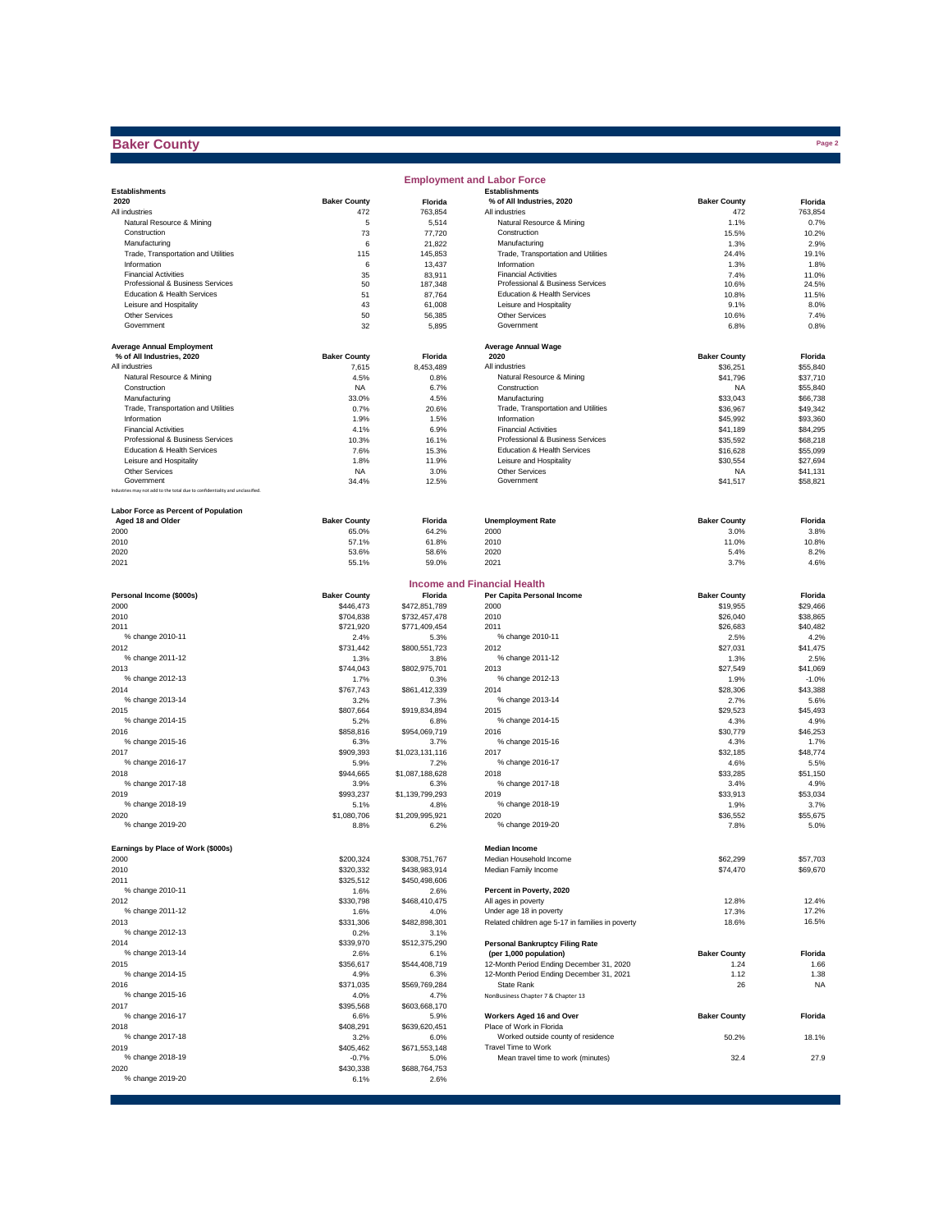# Baker County

## Employment and Labor Force

| Establishments 2020 | Baker County | Florida |
|---|---|---|
| All industries | 472 | 763,854 |
| Natural Resource & Mining | 5 | 5,514 |
| Construction | 73 | 77,720 |
| Manufacturing | 6 | 21,822 |
| Trade, Transportation and Utilities | 115 | 145,853 |
| Information | 6 | 13,437 |
| Financial Activities | 35 | 83,911 |
| Professional & Business Services | 50 | 187,348 |
| Education & Health Services | 51 | 87,764 |
| Leisure and Hospitality | 43 | 61,008 |
| Other Services | 50 | 56,385 |
| Government | 32 | 5,895 |

| Establishments % of All Industries, 2020 | Baker County | Florida |
|---|---|---|
| All industries | 472 | 763,854 |
| Natural Resource & Mining | 1.1% | 0.7% |
| Construction | 15.5% | 10.2% |
| Manufacturing | 1.3% | 2.9% |
| Trade, Transportation and Utilities | 24.4% | 19.1% |
| Information | 1.3% | 1.8% |
| Financial Activities | 7.4% | 11.0% |
| Professional & Business Services | 10.6% | 24.5% |
| Education & Health Services | 10.8% | 11.5% |
| Leisure and Hospitality | 9.1% | 8.0% |
| Other Services | 10.6% | 7.4% |
| Government | 6.8% | 0.8% |

| Average Annual Employment % of All Industries, 2020 | Baker County | Florida |
|---|---|---|
| All industries | 7,615 | 8,453,489 |
| Natural Resource & Mining | 4.5% | 0.8% |
| Construction | NA | 6.7% |
| Manufacturing | 33.0% | 4.5% |
| Trade, Transportation and Utilities | 0.7% | 20.6% |
| Information | 1.9% | 1.5% |
| Financial Activities | 4.1% | 6.9% |
| Professional & Business Services | 10.3% | 16.1% |
| Education & Health Services | 7.6% | 15.3% |
| Leisure and Hospitality | 1.8% | 11.9% |
| Other Services | NA | 3.0% |
| Government | 34.4% | 12.5% |

Industries may not add to the total due to confidentiality and unclassified.

| Average Annual Wage 2020 | Baker County | Florida |
|---|---|---|
| All industries | $36,251 | $55,840 |
| Natural Resource & Mining | $41,796 | $37,710 |
| Construction | NA | $55,840 |
| Manufacturing | $33,043 | $66,738 |
| Trade, Transportation and Utilities | $36,967 | $49,342 |
| Information | $45,992 | $93,360 |
| Financial Activities | $41,189 | $84,295 |
| Professional & Business Services | $35,592 | $68,218 |
| Education & Health Services | $16,628 | $55,099 |
| Leisure and Hospitality | $30,554 | $27,694 |
| Other Services | NA | $41,131 |
| Government | $41,517 | $58,821 |

| Labor Force as Percent of Population Aged 18 and Older | Baker County | Florida |
|---|---|---|
| 2000 | 65.0% | 64.2% |
| 2010 | 57.1% | 61.8% |
| 2020 | 53.6% | 58.6% |
| 2021 | 55.1% | 59.0% |

| Unemployment Rate | Baker County | Florida |
|---|---|---|
| 2000 | 3.0% | 3.8% |
| 2010 | 11.0% | 10.8% |
| 2020 | 5.4% | 8.2% |
| 2021 | 3.7% | 4.6% |

## Income and Financial Health

| Personal Income ($000s) | Baker County | Florida |
|---|---|---|
| 2000 | $446,473 | $472,851,789 |
| 2010 | $704,838 | $732,457,478 |
| 2011 | $721,920 | $771,409,454 |
| % change 2010-11 | 2.4% | 5.3% |
| 2012 | $731,442 | $800,551,723 |
| % change 2011-12 | 1.3% | 3.8% |
| 2013 | $744,043 | $802,975,701 |
| % change 2012-13 | 1.7% | 0.3% |
| 2014 | $767,743 | $861,412,339 |
| % change 2013-14 | 3.2% | 7.3% |
| 2015 | $807,664 | $919,834,894 |
| % change 2014-15 | 5.2% | 6.8% |
| 2016 | $858,816 | $954,069,719 |
| % change 2015-16 | 6.3% | 3.7% |
| 2017 | $909,393 | $1,023,131,116 |
| % change 2016-17 | 5.9% | 7.2% |
| 2018 | $944,665 | $1,087,188,628 |
| % change 2017-18 | 3.9% | 6.3% |
| 2019 | $993,237 | $1,139,799,293 |
| % change 2018-19 | 5.1% | 4.8% |
| 2020 | $1,080,706 | $1,209,995,921 |
| % change 2019-20 | 8.8% | 6.2% |

| Per Capita Personal Income | Baker County | Florida |
|---|---|---|
| 2000 | $19,955 | $29,466 |
| 2010 | $26,040 | $38,865 |
| 2011 | $26,683 | $40,482 |
| % change 2010-11 | 2.5% | 4.2% |
| 2012 | $27,031 | $41,475 |
| % change 2011-12 | 1.3% | 2.5% |
| 2013 | $27,549 | $41,069 |
| % change 2012-13 | 1.9% | -1.0% |
| 2014 | $28,306 | $43,388 |
| % change 2013-14 | 2.7% | 5.6% |
| 2015 | $29,523 | $45,493 |
| % change 2014-15 | 4.3% | 4.9% |
| 2016 | $30,779 | $46,253 |
| % change 2015-16 | 4.3% | 1.7% |
| 2017 | $32,185 | $48,774 |
| % change 2016-17 | 4.6% | 5.5% |
| 2018 | $33,285 | $51,150 |
| % change 2017-18 | 3.4% | 4.9% |
| 2019 | $33,913 | $53,034 |
| % change 2018-19 | 1.9% | 3.7% |
| 2020 | $36,552 | $55,675 |
| % change 2019-20 | 7.8% | 5.0% |

| Earnings by Place of Work ($000s) | Baker County | Florida |
|---|---|---|
| 2000 | $200,324 | $308,751,767 |
| 2010 | $320,332 | $438,983,914 |
| 2011 | $325,512 | $450,498,606 |
| % change 2010-11 | 1.6% | 2.6% |
| 2012 | $330,798 | $468,410,475 |
| % change 2011-12 | 1.6% | 4.0% |
| 2013 | $331,306 | $482,898,301 |
| % change 2012-13 | 0.2% | 3.1% |
| 2014 | $339,970 | $512,375,290 |
| % change 2013-14 | 2.6% | 6.1% |
| 2015 | $356,617 | $544,408,719 |
| % change 2014-15 | 4.9% | 6.3% |
| 2016 | $371,035 | $569,769,284 |
| % change 2015-16 | 4.0% | 4.7% |
| 2017 | $395,568 | $603,668,170 |
| % change 2016-17 | 6.6% | 5.9% |
| 2018 | $408,291 | $639,620,451 |
| % change 2017-18 | 3.2% | 6.0% |
| 2019 | $405,462 | $671,553,148 |
| % change 2018-19 | -0.7% | 5.0% |
| 2020 | $430,338 | $688,764,753 |
| % change 2019-20 | 6.1% | 2.6% |

| Median Income | Baker County | Florida |
|---|---|---|
| Median Household Income | $62,299 | $57,703 |
| Median Family Income | $74,470 | $69,670 |

| Percent in Poverty, 2020 | Baker County | Florida |
|---|---|---|
| All ages in poverty | 12.8% | 12.4% |
| Under age 18 in poverty | 17.3% | 17.2% |
| Related children age 5-17 in families in poverty | 18.6% | 16.5% |

| Personal Bankruptcy Filing Rate (per 1,000 population) | Baker County | Florida |
|---|---|---|
| 12-Month Period Ending December 31, 2020 | 1.24 | 1.66 |
| 12-Month Period Ending December 31, 2021 | 1.12 | 1.38 |
| State Rank | 26 | NA |

NonBusiness Chapter 7 & Chapter 13

| Workers Aged 16 and Over | Baker County | Florida |
|---|---|---|
| Place of Work in Florida | | |
| Worked outside county of residence | 50.2% | 18.1% |
| Travel Time to Work | | |
| Mean travel time to work (minutes) | 32.4 | 27.9 |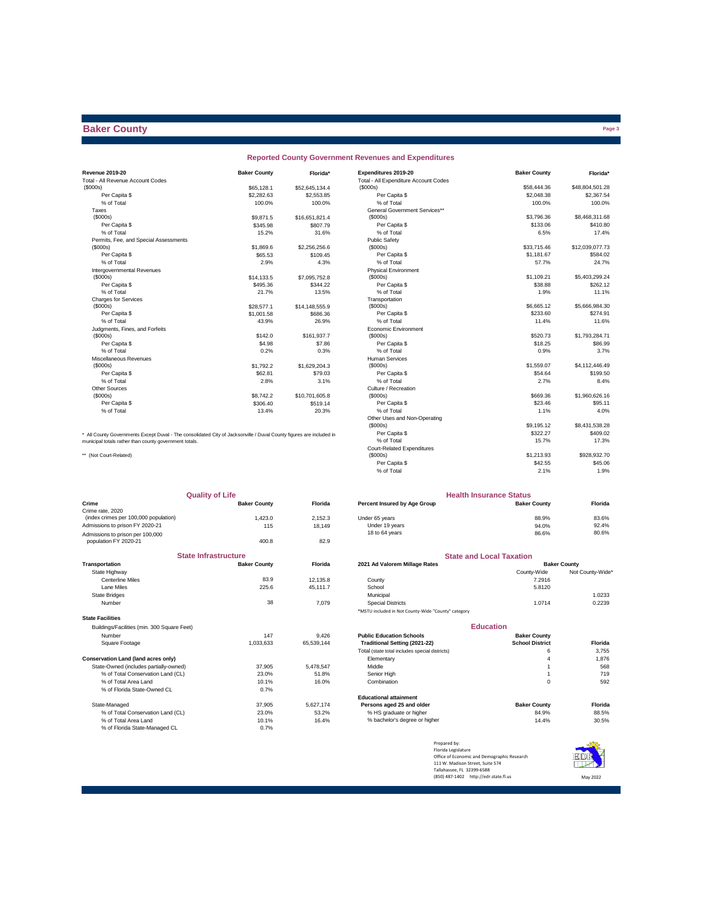# Baker County

## Reported County Government Revenues and Expenditures

| Revenue 2019-20 | Baker County | Florida* |
|---|---|---|
| Total - All Revenue Account Codes | | |
| ($000s) | $65,128.1 | $52,645,134.4 |
| Per Capita $ | $2,282.63 | $2,553.85 |
| % of Total | 100.0% | 100.0% |
| Taxes | | |
| ($000s) | $9,871.5 | $16,651,821.4 |
| Per Capita $ | $345.98 | $807.79 |
| % of Total | 15.2% | 31.6% |
| Permits, Fee, and Special Assessments | | |
| ($000s) | $1,869.6 | $2,256,256.6 |
| Per Capita $ | $65.53 | $109.45 |
| % of Total | 2.9% | 4.3% |
| Intergovernmental Revenues | | |
| ($000s) | $14,133.5 | $7,095,752.8 |
| Per Capita $ | $495.36 | $344.22 |
| % of Total | 21.7% | 13.5% |
| Charges for Services | | |
| ($000s) | $28,577.1 | $14,148,555.9 |
| Per Capita $ | $1,001.58 | $686.36 |
| % of Total | 43.9% | 26.9% |
| Judgments, Fines, and Forfeits | | |
| ($000s) | $142.0 | $161,937.7 |
| Per Capita $ | $4.98 | $7.86 |
| % of Total | 0.2% | 0.3% |
| Miscellaneous Revenues | | |
| ($000s) | $1,792.2 | $1,629,204.3 |
| Per Capita $ | $62.81 | $79.03 |
| % of Total | 2.8% | 3.1% |
| Other Sources | | |
| ($000s) | $8,742.2 | $10,701,605.8 |
| Per Capita $ | $306.40 | $519.14 |
| % of Total | 13.4% | 20.3% |

\* All County Governments Except Duval - The consolidated City of Jacksonville / Duval County figures are included in municipal totals rather than county government totals.

** (Not Court-Related)

| Expenditures 2019-20 | Baker County | Florida* |
|---|---|---|
| Total - All Expenditure Account Codes | | |
| ($000s) | $58,444.36 | $48,804,501.28 |
| Per Capita $ | $2,048.38 | $2,367.54 |
| % of Total | 100.0% | 100.0% |
| General Government Services** | | |
| ($000s) | $3,796.36 | $8,468,311.68 |
| Per Capita $ | $133.06 | $410.80 |
| % of Total | 6.5% | 17.4% |
| Public Safety | | |
| ($000s) | $33,715.46 | $12,039,077.73 |
| Per Capita $ | $1,181.67 | $584.02 |
| % of Total | 57.7% | 24.7% |
| Physical Environment | | |
| ($000s) | $1,109.21 | $5,403,299.24 |
| Per Capita $ | $38.88 | $262.12 |
| % of Total | 1.9% | 11.1% |
| Transportation | | |
| ($000s) | $6,665.12 | $5,666,984.30 |
| Per Capita $ | $233.60 | $274.91 |
| % of Total | 11.4% | 11.6% |
| Economic Environment | | |
| ($000s) | $520.73 | $1,793,284.71 |
| Per Capita $ | $18.25 | $86.99 |
| % of Total | 0.9% | 3.7% |
| Human Services | | |
| ($000s) | $1,559.07 | $4,112,446.49 |
| Per Capita $ | $54.64 | $199.50 |
| % of Total | 2.7% | 8.4% |
| Culture / Recreation | | |
| ($000s) | $669.36 | $1,960,626.16 |
| Per Capita $ | $23.46 | $95.11 |
| % of Total | 1.1% | 4.0% |
| Other Uses and Non-Operating | | |
| ($000s) | $9,195.12 | $8,431,538.28 |
| Per Capita $ | $322.27 | $409.02 |
| % of Total | 15.7% | 17.3% |
| Court-Related Expenditures | | |
| ($000s) | $1,213.93 | $928,932.70 |
| Per Capita $ | $42.55 | $45.06 |
| % of Total | 2.1% | 1.9% |

## Quality of Life

| Crime | Baker County | Florida |
|---|---|---|
| Crime rate, 2020 (index crimes per 100,000 population) | 1,423.0 | 2,152.3 |
| Admissions to prison FY 2020-21 | 115 | 18,149 |
| Admissions to prison per 100,000 population FY 2020-21 | 400.8 | 82.9 |

## Health Insurance Status

| Percent Insured by Age Group | Baker County | Florida |
|---|---|---|
| Under 65 years | 88.9% | 83.6% |
| Under 19 years | 94.0% | 92.4% |
| 18 to 64 years | 86.6% | 80.6% |

## State Infrastructure

| Transportation | Baker County | Florida |
|---|---|---|
| State Highway | | |
| Centerline Miles | 83.9 | 12,135.8 |
| Lane Miles | 225.6 | 45,111.7 |
| State Bridges | | |
| Number | 38 | 7,079 |

| State Facilities | Baker County | Florida |
|---|---|---|
| Buildings/Facilities (min. 300 Square Feet) | | |
| Number | 147 | 9,426 |
| Square Footage | 1,033,633 | 65,539,144 |

| Conservation Land (land acres only) | Baker County | Florida |
|---|---|---|
| State-Owned (includes partially-owned) | 37,905 | 5,478,547 |
| % of Total Conservation Land (CL) | 23.0% | 51.8% |
| % of Total Area Land | 10.1% | 16.0% |
| % of Florida State-Owned CL | 0.7% | |
| State-Managed | 37,905 | 5,627,174 |
| % of Total Conservation Land (CL) | 23.0% | 53.2% |
| % of Total Area Land | 10.1% | 16.4% |
| % of Florida State-Managed CL | 0.7% | |

## State and Local Taxation

| 2021 Ad Valorem Millage Rates | Baker County County-Wide | Baker County Not County-Wide* |
|---|---|---|
| County | 7.2916 | |
| School | 5.8120 | |
| Municipal | | 1.0233 |
| Special Districts | 1.0714 | 0.2239 |

*MSTU included in Not County-Wide "County" category

## Education

| Public Education Schools Traditional Setting (2021-22) | Baker County School District | Florida |
|---|---|---|
| Total (state total includes special districts) | 6 | 3,755 |
| Elementary | 4 | 1,876 |
| Middle | 1 | 568 |
| Senior High | 1 | 719 |
| Combination | 0 | 592 |

| Educational attainment Persons aged 25 and older | Baker County | Florida |
|---|---|---|
| % HS graduate or higher | 84.9% | 88.5% |
| % bachelor's degree or higher | 14.4% | 30.5% |

Prepared by:
Florida Legislature
Office of Economic and Demographic Research
111 W. Madison Street, Suite 574
Tallahassee, FL 32399-6588
(850) 487-1402 http://edr.state.fl.us

May 2022